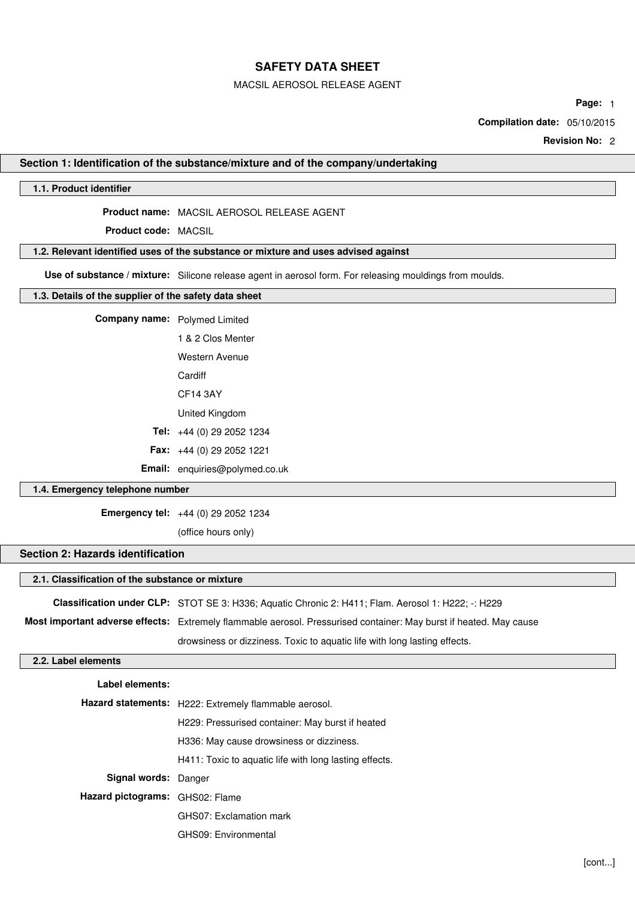# SAFETY DATA SHEET

MACSIL AEROSOL RELEASE AGENT

**Compilation date:** 05/10/2015

**Revision No:** 2

## Section 1: Identification of the substance/mixture and of the company/undertaking

### 1.1. Product identifier

**Product name:** MACSIL AEROSOL RELEASE AGENT

**Product code:** MACSIL

### 1.2. Relevant identified uses of the substance or mixture and uses advised against

**Use of substance / mixture:** Silicone release agent in aerosol form. For releasing mouldings from moulds.

### 1.3. Details of the supplier of the safety data sheet

**Company name:** Polymed Limited

1 & 2 Clos Menter

Western Avenue

Cardiff

CF14 3AY

United Kingdom

**Tel:** +44 (0) 29 2052 1234

**Fax:** +44 (0) 29 2052 1221

**Email:** enquiries@polymed.co.uk

### 1.4. Emergency telephone number

**Emergency tel:** +44 (0) 29 2052 1234

(office hours only)

## Section 2: Hazards identification

### 2.1. Classification of the substance or mixture

**Classification under CLP:** STOT SE 3: H336; Aquatic Chronic 2: H411; Flam. Aerosol 1: H222; -: H229

**Most important adverse effects:** Extremely flammable aerosol. Pressurised container: May burst if heated. May cause drowsiness or dizziness. Toxic to aquatic life with long lasting effects.

### 2.2. Label elements

**Label elements:**

**Hazard statements:** H222: Extremely flammable aerosol.

H229: Pressurised container: May burst if heated

H336: May cause drowsiness or dizziness.

H411: Toxic to aquatic life with long lasting effects.

**Signal words:** Danger

**Hazard pictograms:** GHS02: Flame

GHS07: Exclamation mark

GHS09: Environmental

[cont...]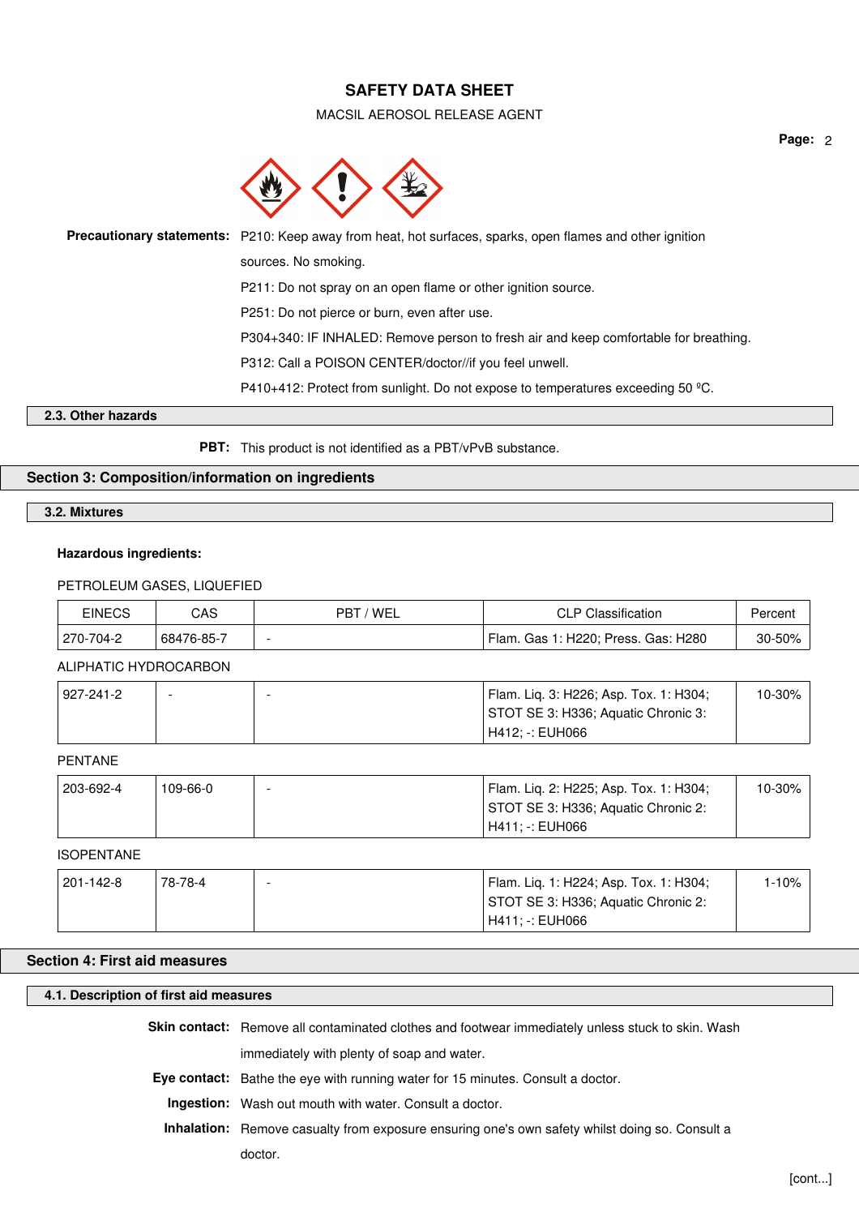**Precautionary statements:** P210: Keep away from heat, hot surfaces, sparks, open flames and other ignition sources. No smoking.

P211: Do not spray on an open flame or other ignition source.

P251: Do not pierce or burn, even after use.

P304+340: IF INHALED: Remove person to fresh air and keep comfortable for breathing.

P312: Call a POISON CENTER/doctor//if you feel unwell.

P410+412: Protect from sunlight. Do not expose to temperatures exceeding 50 ºC.

### 2.3. Other hazards

**PBT:** This product is not identified as a PBT/vPvB substance.

## Section 3: Composition/information on ingredients

### 3.2. Mixtures

**Hazardous ingredients:**

PETROLEUM GASES, LIQUEFIED

| EINECS | CAS | PBT / WEL | CLP Classification | Percent |
|---|---|---|---|---|
| 270-704-2 | 68476-85-7 | - | Flam. Gas 1: H220; Press. Gas: H280 | 30-50% |

ALIPHATIC HYDROCARBON

| EINECS | CAS | PBT / WEL | CLP Classification | Percent |
|---|---|---|---|---|
| 927-241-2 | - | - | Flam. Liq. 3: H226; Asp. Tox. 1: H304; STOT SE 3: H336; Aquatic Chronic 3: H412; -: EUH066 | 10-30% |

PENTANE

| EINECS | CAS | PBT / WEL | CLP Classification | Percent |
|---|---|---|---|---|
| 203-692-4 | 109-66-0 | - | Flam. Liq. 2: H225; Asp. Tox. 1: H304; STOT SE 3: H336; Aquatic Chronic 2: H411; -: EUH066 | 10-30% |

ISOPENTANE

| EINECS | CAS | PBT / WEL | CLP Classification | Percent |
|---|---|---|---|---|
| 201-142-8 | 78-78-4 | - | Flam. Liq. 1: H224; Asp. Tox. 1: H304; STOT SE 3: H336; Aquatic Chronic 2: H411; -: EUH066 | 1-10% |

## Section 4: First aid measures

### 4.1. Description of first aid measures

**Skin contact:** Remove all contaminated clothes and footwear immediately unless stuck to skin. Wash immediately with plenty of soap and water.

**Eye contact:** Bathe the eye with running water for 15 minutes. Consult a doctor.

**Ingestion:** Wash out mouth with water. Consult a doctor.

**Inhalation:** Remove casualty from exposure ensuring one's own safety whilst doing so. Consult a doctor.

[cont...]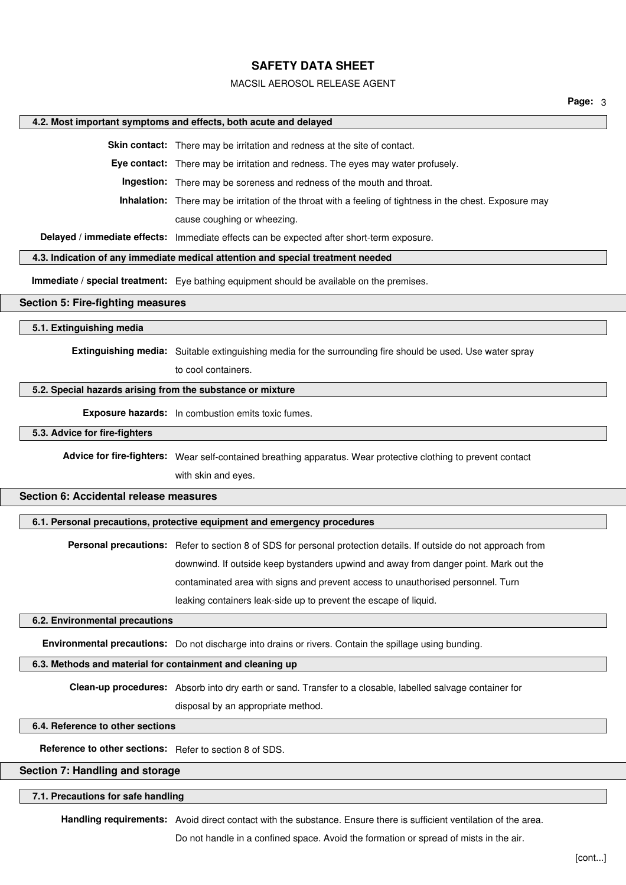#### 4.2. Most important symptoms and effects, both acute and delayed

**Skin contact:** There may be irritation and redness at the site of contact.

**Eye contact:** There may be irritation and redness. The eyes may water profusely.

**Ingestion:** There may be soreness and redness of the mouth and throat.

**Inhalation:** There may be irritation of the throat with a feeling of tightness in the chest. Exposure may cause coughing or wheezing.

**Delayed / immediate effects:** Immediate effects can be expected after short-term exposure.

#### 4.3. Indication of any immediate medical attention and special treatment needed

**Immediate / special treatment:** Eye bathing equipment should be available on the premises.

## Section 5: Fire-fighting measures

#### 5.1. Extinguishing media

**Extinguishing media:** Suitable extinguishing media for the surrounding fire should be used. Use water spray to cool containers.

#### 5.2. Special hazards arising from the substance or mixture

**Exposure hazards:** In combustion emits toxic fumes.

#### 5.3. Advice for fire-fighters

**Advice for fire-fighters:** Wear self-contained breathing apparatus. Wear protective clothing to prevent contact with skin and eyes.

## Section 6: Accidental release measures

#### 6.1. Personal precautions, protective equipment and emergency procedures

**Personal precautions:** Refer to section 8 of SDS for personal protection details. If outside do not approach from downwind. If outside keep bystanders upwind and away from danger point. Mark out the contaminated area with signs and prevent access to unauthorised personnel. Turn leaking containers leak-side up to prevent the escape of liquid.

#### 6.2. Environmental precautions

**Environmental precautions:** Do not discharge into drains or rivers. Contain the spillage using bunding.

#### 6.3. Methods and material for containment and cleaning up

**Clean-up procedures:** Absorb into dry earth or sand. Transfer to a closable, labelled salvage container for disposal by an appropriate method.

#### 6.4. Reference to other sections

**Reference to other sections:** Refer to section 8 of SDS.

## Section 7: Handling and storage

#### 7.1. Precautions for safe handling

**Handling requirements:** Avoid direct contact with the substance. Ensure there is sufficient ventilation of the area. Do not handle in a confined space. Avoid the formation or spread of mists in the air.

[cont...]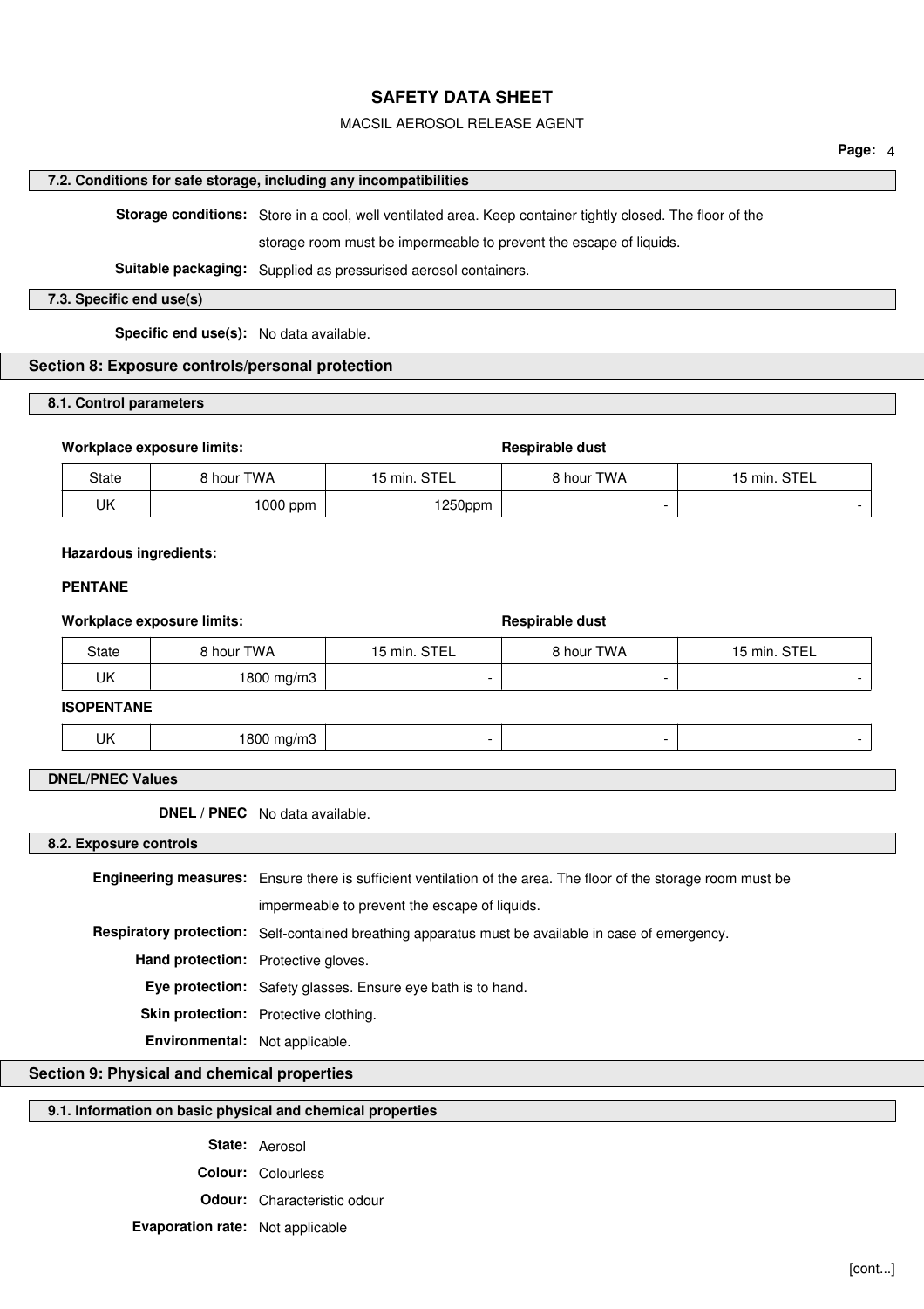### 7.2. Conditions for safe storage, including any incompatibilities

**Storage conditions:** Store in a cool, well ventilated area. Keep container tightly closed. The floor of the storage room must be impermeable to prevent the escape of liquids.

**Suitable packaging:** Supplied as pressurised aerosol containers.

### 7.3. Specific end use(s)

**Specific end use(s):** No data available.

## Section 8: Exposure controls/personal protection

### 8.1. Control parameters

**Workplace exposure limits:** **Respirable dust**

| State | 8 hour TWA | 15 min. STEL | 8 hour TWA | 15 min. STEL |
|---|---|---|---|---|
| UK | 1000 ppm | 1250ppm | - | - |

**Hazardous ingredients:**

**PENTANE**

**Workplace exposure limits:** **Respirable dust**

| State | 8 hour TWA | 15 min. STEL | 8 hour TWA | 15 min. STEL |
|---|---|---|---|---|
| UK | 1800 mg/m3 | - | - | - |
| **ISOPENTANE** | | | | |
| UK | 1800 mg/m3 | - | - | - |

### DNEL/PNEC Values

**DNEL / PNEC** No data available.

### 8.2. Exposure controls

**Engineering measures:** Ensure there is sufficient ventilation of the area. The floor of the storage room must be impermeable to prevent the escape of liquids.

**Respiratory protection:** Self-contained breathing apparatus must be available in case of emergency.

**Hand protection:** Protective gloves.

**Eye protection:** Safety glasses. Ensure eye bath is to hand.

**Skin protection:** Protective clothing.

**Environmental:** Not applicable.

## Section 9: Physical and chemical properties

### 9.1. Information on basic physical and chemical properties

**State:** Aerosol

**Colour:** Colourless

**Odour:** Characteristic odour

**Evaporation rate:** Not applicable

[cont...]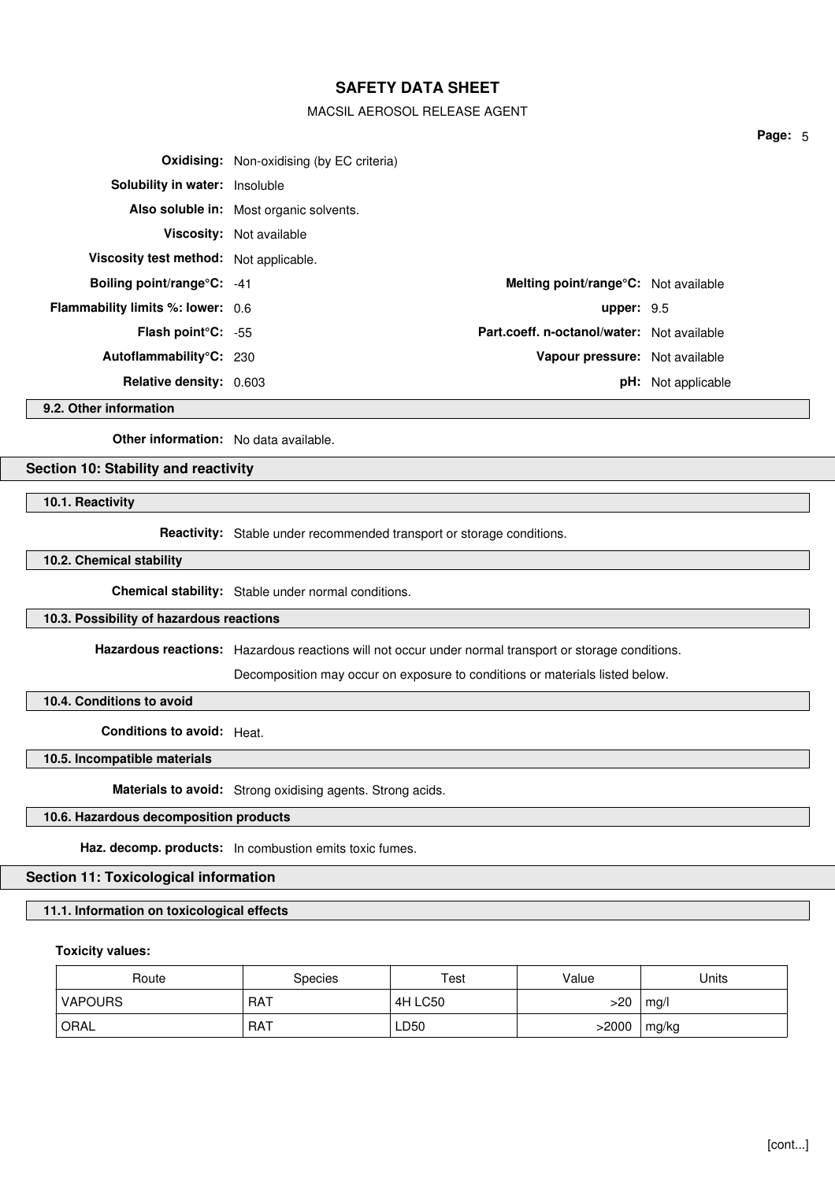**Oxidising:** Non-oxidising (by EC criteria)

**Solubility in water:** Insoluble

**Also soluble in:** Most organic solvents.

**Viscosity:** Not available

**Viscosity test method:** Not applicable.

**Boiling point/range°C:** -41

**Melting point/range°C:** Not available

**Flammability limits %: lower:** 0.6

**upper:** 9.5

**Flash point°C:** -55

**Part.coeff. n-octanol/water:** Not available

**Autoflammability°C:** 230

**Vapour pressure:** Not available

**Relative density:** 0.603

**pH:** Not applicable

### 9.2. Other information

**Other information:** No data available.

## Section 10: Stability and reactivity

### 10.1. Reactivity

**Reactivity:** Stable under recommended transport or storage conditions.

### 10.2. Chemical stability

**Chemical stability:** Stable under normal conditions.

### 10.3. Possibility of hazardous reactions

**Hazardous reactions:** Hazardous reactions will not occur under normal transport or storage conditions.

Decomposition may occur on exposure to conditions or materials listed below.

### 10.4. Conditions to avoid

**Conditions to avoid:** Heat.

### 10.5. Incompatible materials

**Materials to avoid:** Strong oxidising agents. Strong acids.

### 10.6. Hazardous decomposition products

**Haz. decomp. products:** In combustion emits toxic fumes.

## Section 11: Toxicological information

### 11.1. Information on toxicological effects

**Toxicity values:**

| Route | Species | Test | Value | Units |
|---|---|---|---|---|
| VAPOURS | RAT | 4H LC50 | >20 | mg/l |
| ORAL | RAT | LD50 | >2000 | mg/kg |

[cont...]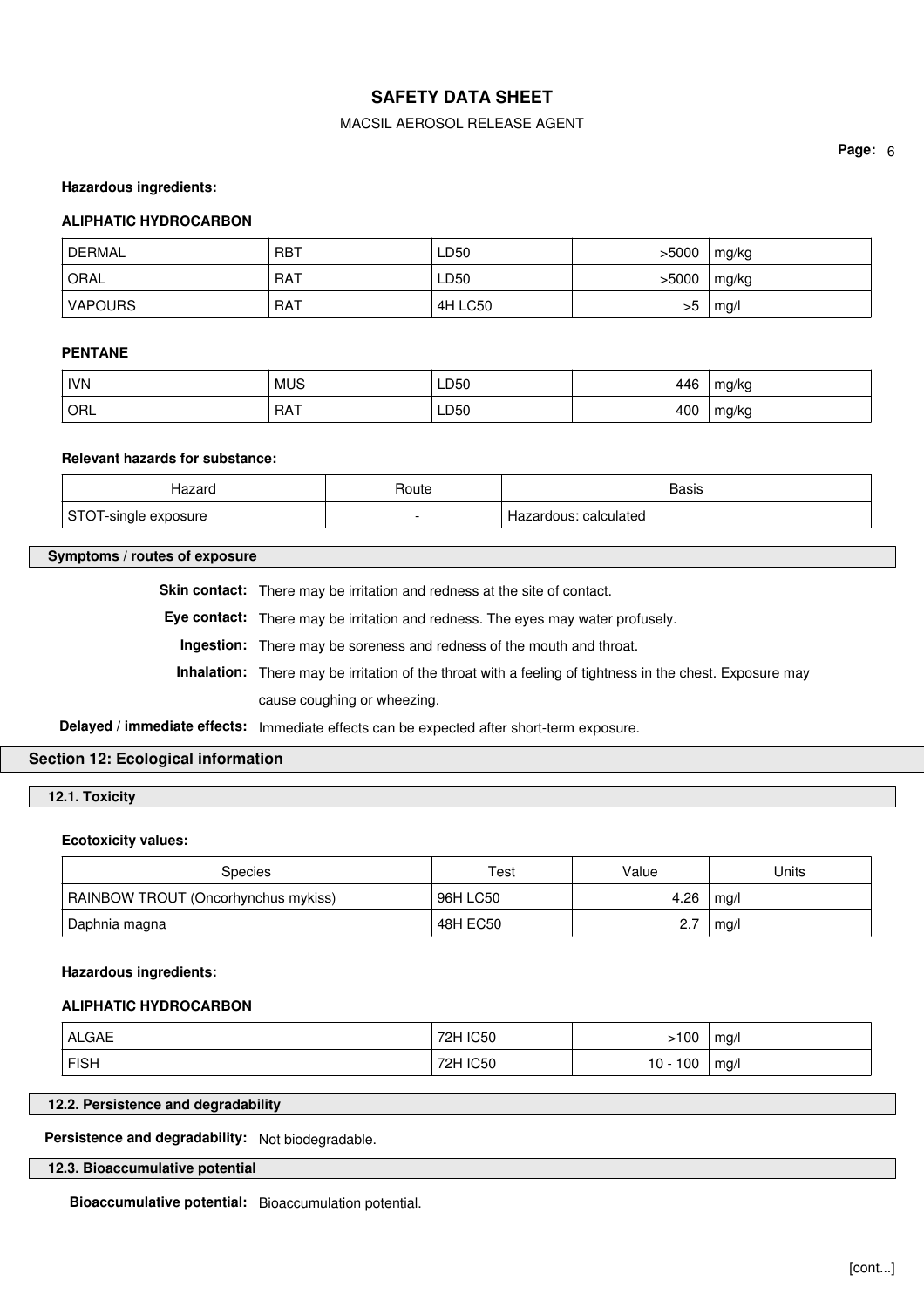**Hazardous ingredients:**

**ALIPHATIC HYDROCARBON**

| | | | | |
|---|---|---|---|---|
| DERMAL | RBT | LD50 | >5000 | mg/kg |
| ORAL | RAT | LD50 | >5000 | mg/kg |
| VAPOURS | RAT | 4H LC50 | >5 | mg/l |

**PENTANE**

| | | | | |
|---|---|---|---|---|
| IVN | MUS | LD50 | 446 | mg/kg |
| ORL | RAT | LD50 | 400 | mg/kg |

**Relevant hazards for substance:**

| Hazard | Route | Basis |
|---|---|---|
| STOT-single exposure | - | Hazardous: calculated |

### Symptoms / routes of exposure

**Skin contact:** There may be irritation and redness at the site of contact.

**Eye contact:** There may be irritation and redness. The eyes may water profusely.

**Ingestion:** There may be soreness and redness of the mouth and throat.

**Inhalation:** There may be irritation of the throat with a feeling of tightness in the chest. Exposure may cause coughing or wheezing.

**Delayed / immediate effects:** Immediate effects can be expected after short-term exposure.

## Section 12: Ecological information

### 12.1. Toxicity

**Ecotoxicity values:**

| Species | Test | Value | Units |
|---|---|---|---|
| RAINBOW TROUT (Oncorhynchus mykiss) | 96H LC50 | 4.26 | mg/l |
| Daphnia magna | 48H EC50 | 2.7 | mg/l |

**Hazardous ingredients:**

**ALIPHATIC HYDROCARBON**

| | | | |
|---|---|---|---|
| ALGAE | 72H IC50 | >100 | mg/l |
| FISH | 72H IC50 | 10 - 100 | mg/l |

### 12.2. Persistence and degradability

**Persistence and degradability:** Not biodegradable.

### 12.3. Bioaccumulative potential

**Bioaccumulative potential:** Bioaccumulation potential.

[cont...]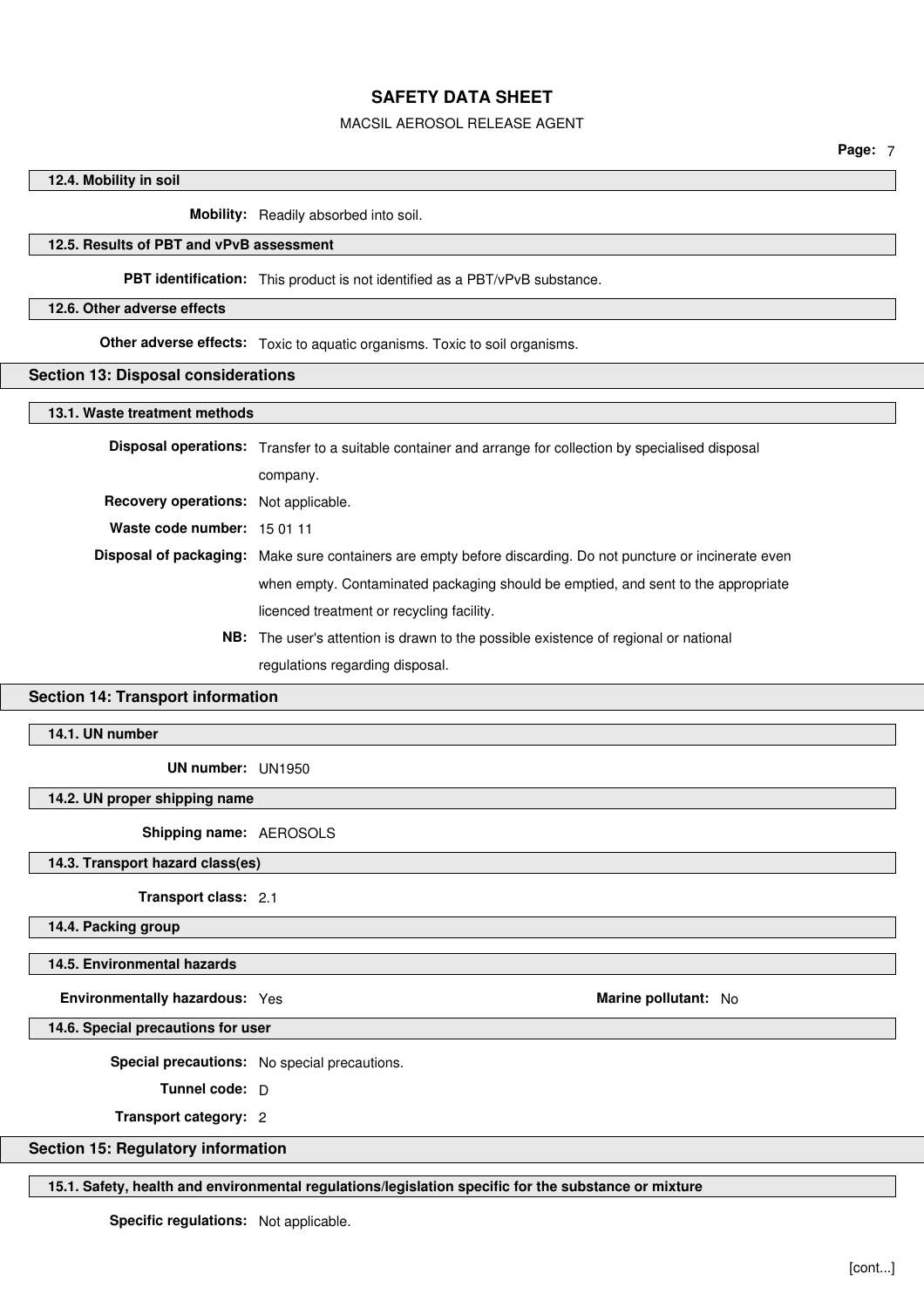### 12.4. Mobility in soil

**Mobility:** Readily absorbed into soil.

### 12.5. Results of PBT and vPvB assessment

**PBT identification:** This product is not identified as a PBT/vPvB substance.

### 12.6. Other adverse effects

**Other adverse effects:** Toxic to aquatic organisms. Toxic to soil organisms.

## Section 13: Disposal considerations

### 13.1. Waste treatment methods

**Disposal operations:** Transfer to a suitable container and arrange for collection by specialised disposal company.

**Recovery operations:** Not applicable.

**Waste code number:** 15 01 11

**Disposal of packaging:** Make sure containers are empty before discarding. Do not puncture or incinerate even when empty. Contaminated packaging should be emptied, and sent to the appropriate licenced treatment or recycling facility.

**NB:** The user's attention is drawn to the possible existence of regional or national regulations regarding disposal.

## Section 14: Transport information

### 14.1. UN number

**UN number:** UN1950

### 14.2. UN proper shipping name

**Shipping name:** AEROSOLS

### 14.3. Transport hazard class(es)

**Transport class:** 2.1

### 14.4. Packing group

### 14.5. Environmental hazards

**Environmentally hazardous:** Yes **Marine pollutant:** No

### 14.6. Special precautions for user

**Special precautions:** No special precautions.

**Tunnel code:** D

**Transport category:** 2

## Section 15: Regulatory information

### 15.1. Safety, health and environmental regulations/legislation specific for the substance or mixture

**Specific regulations:** Not applicable.

[cont...]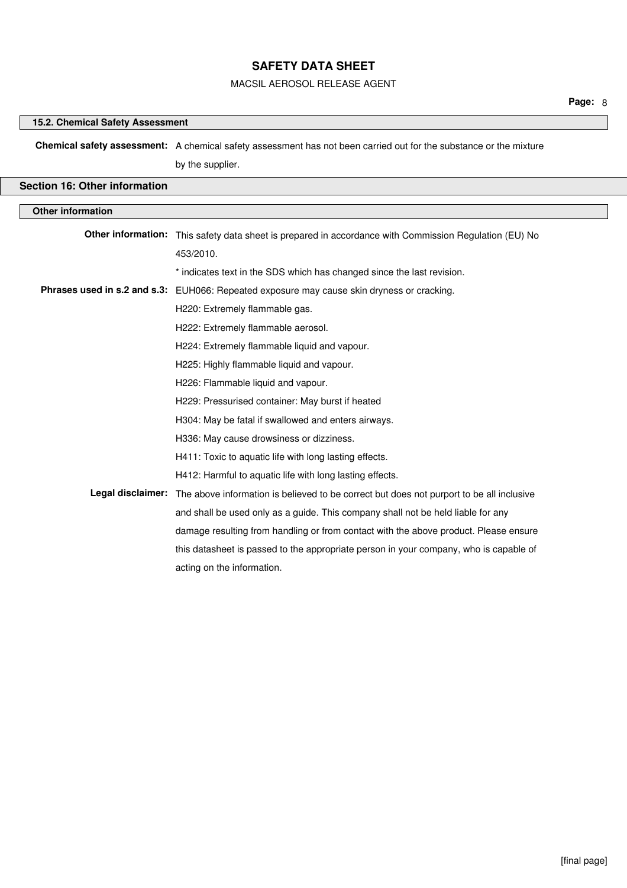### 15.2. Chemical Safety Assessment

**Chemical safety assessment:** A chemical safety assessment has not been carried out for the substance or the mixture by the supplier.

## Section 16: Other information

### Other information

**Other information:** This safety data sheet is prepared in accordance with Commission Regulation (EU) No 453/2010.

* indicates text in the SDS which has changed since the last revision.

**Phrases used in s.2 and s.3:** EUH066: Repeated exposure may cause skin dryness or cracking.

H220: Extremely flammable gas.

H222: Extremely flammable aerosol.

H224: Extremely flammable liquid and vapour.

H225: Highly flammable liquid and vapour.

H226: Flammable liquid and vapour.

H229: Pressurised container: May burst if heated

H304: May be fatal if swallowed and enters airways.

H336: May cause drowsiness or dizziness.

H411: Toxic to aquatic life with long lasting effects.

H412: Harmful to aquatic life with long lasting effects.

**Legal disclaimer:** The above information is believed to be correct but does not purport to be all inclusive and shall be used only as a guide. This company shall not be held liable for any damage resulting from handling or from contact with the above product. Please ensure this datasheet is passed to the appropriate person in your company, who is capable of acting on the information.

[final page]